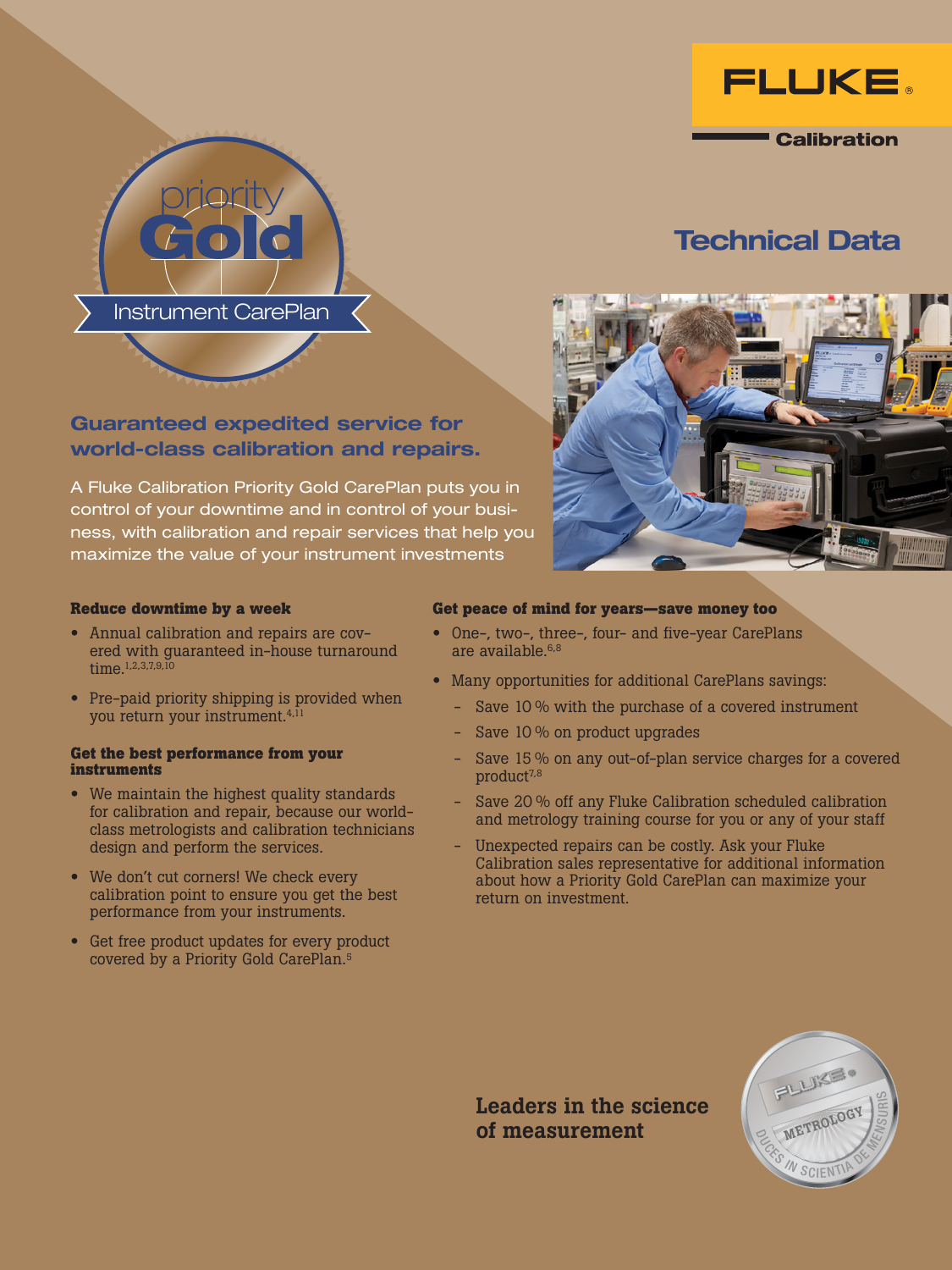FLUKE Calibration

# Technical Data

priority Gold Instrument CarePlan

## Guaranteed expedited service for world-class calibration and repairs.

A Fluke Calibration Priority Gold CarePlan puts you in control of your downtime and in control of your business, with calibration and repair services that help you maximize the value of your instrument investments

### Reduce downtime by a week

- Annual calibration and repairs are covered with guaranteed in-house turnaround time.[1,2,3,7,9,10]
- Pre-paid priority shipping is provided when you return your instrument.[4,11]

### Get the best performance from your instruments

- We maintain the highest quality standards for calibration and repair, because our world-class metrologists and calibration technicians design and perform the services.
- We don't cut corners! We check every calibration point to ensure you get the best performance from your instruments.
- Get free product updates for every product covered by a Priority Gold CarePlan.[5]

### Get peace of mind for years—save money too

- One-, two-, three-, four- and five-year CarePlans are available.[6,8]
- Many opportunities for additional CarePlans savings:
  - Save 10 % with the purchase of a covered instrument
  - Save 10 % on product upgrades
  - Save 15 % on any out-of-plan service charges for a covered product[7,8]
  - Save 20 % off any Fluke Calibration scheduled calibration and metrology training course for you or any of your staff
  - Unexpected repairs can be costly. Ask your Fluke Calibration sales representative for additional information about how a Priority Gold CarePlan can maximize your return on investment.

**Leaders in the science of measurement**

FLUKE METROLOGY DUCES IN SCIENTIA DE MENSURIS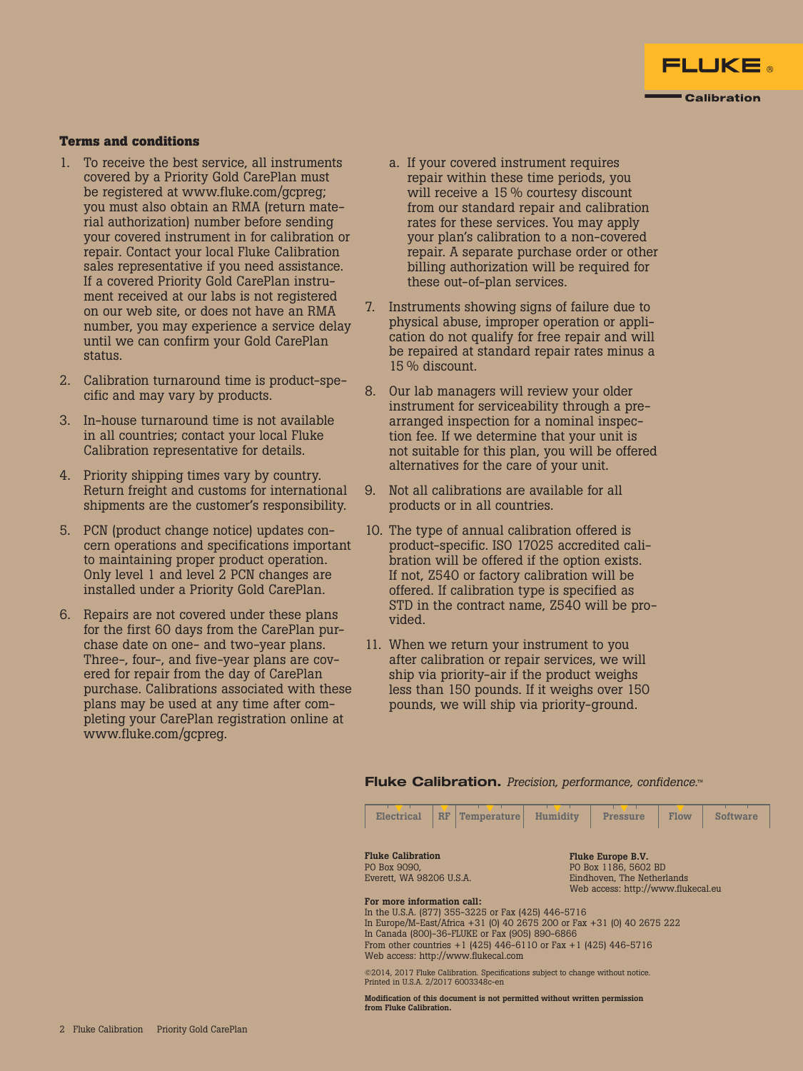## Terms and conditions

1. To receive the best service, all instruments covered by a Priority Gold CarePlan must be registered at www.fluke.com/gcpreg; you must also obtain an RMA (return material authorization) number before sending your covered instrument in for calibration or repair. Contact your local Fluke Calibration sales representative if you need assistance. If a covered Priority Gold CarePlan instrument received at our labs is not registered on our web site, or does not have an RMA number, you may experience a service delay until we can confirm your Gold CarePlan status.
2. Calibration turnaround time is product-specific and may vary by products.
3. In-house turnaround time is not available in all countries; contact your local Fluke Calibration representative for details.
4. Priority shipping times vary by country. Return freight and customs for international shipments are the customer's responsibility.
5. PCN (product change notice) updates concern operations and specifications important to maintaining proper product operation. Only level 1 and level 2 PCN changes are installed under a Priority Gold CarePlan.
6. Repairs are not covered under these plans for the first 60 days from the CarePlan purchase date on one- and two-year plans. Three-, four-, and five-year plans are covered for repair from the day of CarePlan purchase. Calibrations associated with these plans may be used at any time after completing your CarePlan registration online at www.fluke.com/gcpreg.
   a. If your covered instrument requires repair within these time periods, you will receive a 15 % courtesy discount from our standard repair and calibration rates for these services. You may apply your plan's calibration to a non-covered repair. A separate purchase order or other billing authorization will be required for these out-of-plan services.
7. Instruments showing signs of failure due to physical abuse, improper operation or application do not qualify for free repair and will be repaired at standard repair rates minus a 15 % discount.
8. Our lab managers will review your older instrument for serviceability through a pre-arranged inspection for a nominal inspection fee. If we determine that your unit is not suitable for this plan, you will be offered alternatives for the care of your unit.
9. Not all calibrations are available for all products or in all countries.
10. The type of annual calibration offered is product-specific. ISO 17025 accredited calibration will be offered if the option exists. If not, Z540 or factory calibration will be offered. If calibration type is specified as STD in the contract name, Z540 will be provided.
11. When we return your instrument to you after calibration or repair services, we will ship via priority-air if the product weighs less than 150 pounds. If it weighs over 150 pounds, we will ship via priority-ground.

**Fluke Calibration.** *Precision, performance, confidence.*™

Electrical | RF | Temperature | Humidity | Pressure | Flow | Software

**Fluke Calibration**
PO Box 9090,
Everett, WA 98206 U.S.A.

**Fluke Europe B.V.**
PO Box 1186, 5602 BD
Eindhoven, The Netherlands
Web access: http://www.flukecal.eu

**For more information call:**
In the U.S.A. (877) 355-3225 or Fax (425) 446-5716
In Europe/M-East/Africa +31 (0) 40 2675 200 or Fax +31 (0) 40 2675 222
In Canada (800)-36-FLUKE or Fax (905) 890-6866
From other countries +1 (425) 446-6110 or Fax +1 (425) 446-5716
Web access: http://www.flukecal.com

©2014, 2017 Fluke Calibration. Specifications subject to change without notice.
Printed in U.S.A. 2/2017 6003348c-en

**Modification of this document is not permitted without written permission from Fluke Calibration.**